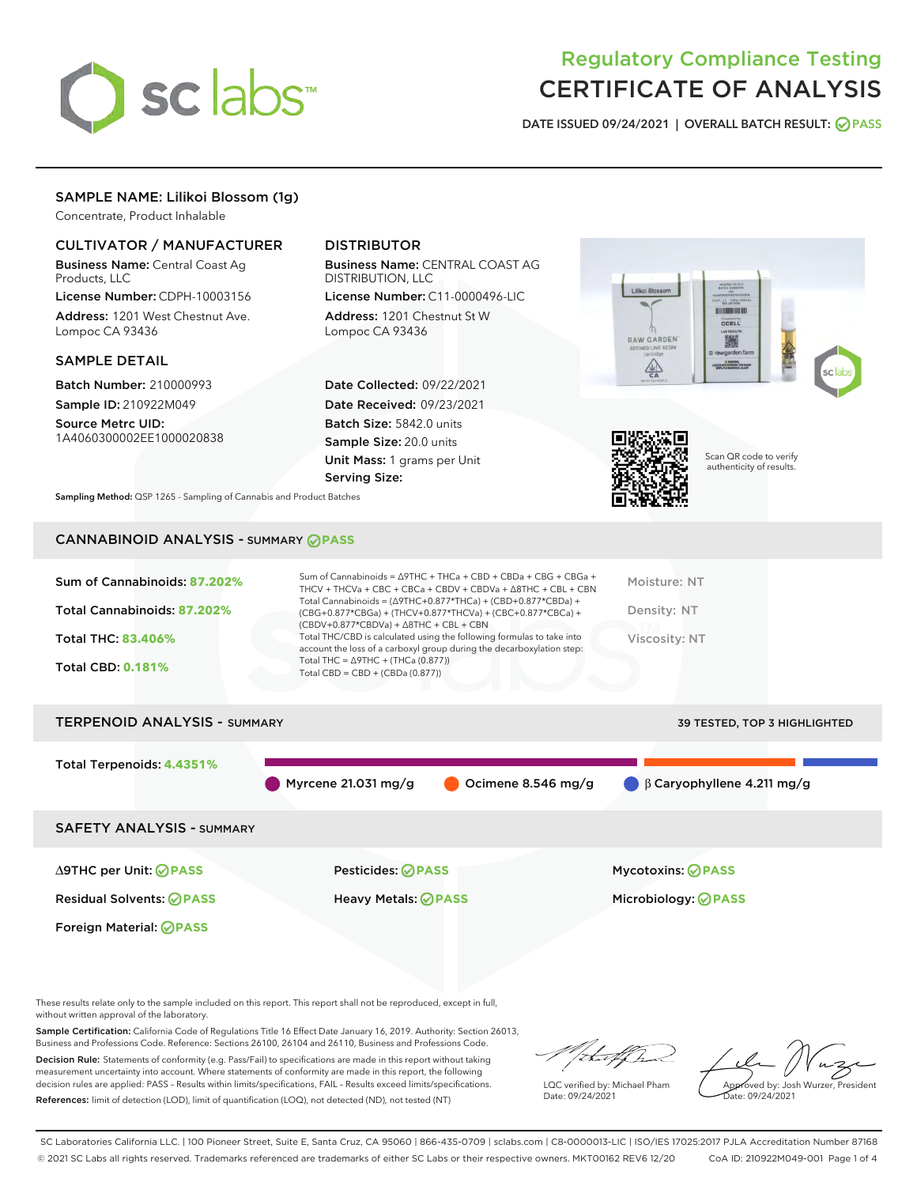# Regulatory Compliance Testing
# CERTIFICATE OF ANALYSIS

DATE ISSUED 09/24/2021 | OVERALL BATCH RESULT: PASS

## SAMPLE NAME: Lilikoi Blossom (1g)

Concentrate, Product Inhalable

### CULTIVATOR / MANUFACTURER

**Business Name:** Central Coast Ag Products, LLC

**License Number:** CDPH-10003156

**Address:** 1201 West Chestnut Ave. Lompoc CA 93436

### DISTRIBUTOR

**Business Name:** CENTRAL COAST AG DISTRIBUTION, LLC

**License Number:** C11-0000496-LIC

**Address:** 1201 Chestnut St W Lompoc CA 93436

### SAMPLE DETAIL

**Batch Number:** 210000993

**Sample ID:** 210922M049

**Source Metrc UID:** 1A4060300002EE1000020838

**Date Collected:** 09/22/2021

**Date Received:** 09/23/2021

**Batch Size:** 5842.0 units

**Sample Size:** 20.0 units

**Unit Mass:** 1 grams per Unit

**Serving Size:**

Scan QR code to verify authenticity of results.

**Sampling Method:** QSP 1265 - Sampling of Cannabis and Product Batches

## CANNABINOID ANALYSIS - SUMMARY PASS

Sum of Cannabinoids: **87.202%**

Total Cannabinoids: **87.202%**

Total THC: **83.406%**

Total CBD: **0.181%**

Sum of Cannabinoids = Δ9THC + THCa + CBD + CBDa + CBG + CBGa + THCV + THCVa + CBC + CBCa + CBDV + CBDVa + Δ8THC + CBL + CBN

Total Cannabinoids = (Δ9THC+0.877*THCa) + (CBD+0.877*CBDa) + (CBG+0.877*CBGa) + (THCV+0.877*THCVa) + (CBC+0.877*CBCa) + (CBDV+0.877*CBDVa) + Δ8THC + CBL + CBN

Total THC/CBD is calculated using the following formulas to take into account the loss of a carboxyl group during the decarboxylation step:

Total THC = Δ9THC + (THCa (0.877))

Total CBD = CBD + (CBDa (0.877))

Moisture: NT

Density: NT

Viscosity: NT

## TERPENOID ANALYSIS - SUMMARY

39 TESTED, TOP 3 HIGHLIGHTED

Total Terpenoids: **4.4351%**

Myrcene 21.031 mg/g | Ocimene 8.546 mg/g | β Caryophyllene 4.211 mg/g

## SAFETY ANALYSIS - SUMMARY

| | | |
|---|---|---|
| Δ9THC per Unit: PASS | Pesticides: PASS | Mycotoxins: PASS |
| Residual Solvents: PASS | Heavy Metals: PASS | Microbiology: PASS |
| Foreign Material: PASS | | |

These results relate only to the sample included on this report. This report shall not be reproduced, except in full, without written approval of the laboratory.

**Sample Certification:** California Code of Regulations Title 16 Effect Date January 16, 2019. Authority: Section 26013, Business and Professions Code. Reference: Sections 26100, 26104 and 26110, Business and Professions Code.

**Decision Rule:** Statements of conformity (e.g. Pass/Fail) to specifications are made in this report without taking measurement uncertainty into account. Where statements of conformity are made in this report, the following decision rules are applied: PASS - Results within limits/specifications, FAIL - Results exceed limits/specifications.

**References:** limit of detection (LOD), limit of quantification (LOQ), not detected (ND), not tested (NT)

LQC verified by: Michael Pham
Date: 09/24/2021

Approved by: Josh Wurzer, President
Date: 09/24/2021

SC Laboratories California LLC. | 100 Pioneer Street, Suite E, Santa Cruz, CA 95060 | 866-435-0709 | sclabs.com | C8-0000013-LIC | ISO/IES 17025:2017 PJLA Accreditation Number 87168
© 2021 SC Labs all rights reserved. Trademarks referenced are trademarks of either SC Labs or their respective owners. MKT00162 REV6 12/20 CoA ID: 210922M049-001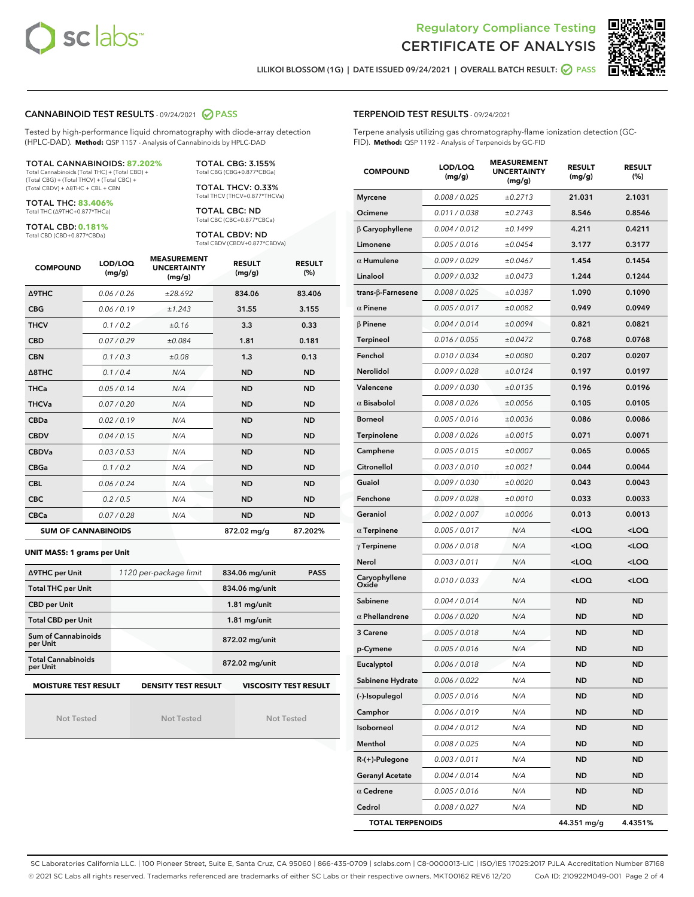Regulatory Compliance Testing
# CERTIFICATE OF ANALYSIS

LILIKOI BLOSSOM (1G) | DATE ISSUED 09/24/2021 | OVERALL BATCH RESULT: PASS

## CANNABINOID TEST RESULTS - 09/24/2021 PASS

Tested by high-performance liquid chromatography with diode-array detection (HPLC-DAD). **Method:** QSP 1157 - Analysis of Cannabinoids by HPLC-DAD

**TOTAL CANNABINOIDS: 87.202%**
Total Cannabinoids (Total THC) + (Total CBD) + (Total CBG) + (Total THCV) + (Total CBC) + (Total CBDV) + Δ8THC + CBL + CBN

**TOTAL THC: 83.406%**
Total THC (Δ9THC+0.877*THCa)

**TOTAL CBD: 0.181%**
Total CBD (CBD+0.877*CBDa)

**TOTAL CBG: 3.155%**
Total CBG (CBG+0.877*CBGa)

**TOTAL THCV: 0.33%**
Total THCV (THCV+0.877*THCVa)

**TOTAL CBC: ND**
Total CBC (CBC+0.877*CBCa)

**TOTAL CBDV: ND**
Total CBDV (CBDV+0.877*CBDVa)

| COMPOUND | LOD/LOQ (mg/g) | MEASUREMENT UNCERTAINTY (mg/g) | RESULT (mg/g) | RESULT (%) |
|---|---|---|---|---|
| Δ9THC | 0.06 / 0.26 | ±28.692 | 834.06 | 83.406 |
| CBG | 0.06 / 0.19 | ±1.243 | 31.55 | 3.155 |
| THCV | 0.1 / 0.2 | ±0.16 | 3.3 | 0.33 |
| CBD | 0.07 / 0.29 | ±0.084 | 1.81 | 0.181 |
| CBN | 0.1 / 0.3 | ±0.08 | 1.3 | 0.13 |
| Δ8THC | 0.1 / 0.4 | N/A | ND | ND |
| THCa | 0.05 / 0.14 | N/A | ND | ND |
| THCVa | 0.07 / 0.20 | N/A | ND | ND |
| CBDa | 0.02 / 0.19 | N/A | ND | ND |
| CBDV | 0.04 / 0.15 | N/A | ND | ND |
| CBDVa | 0.03 / 0.53 | N/A | ND | ND |
| CBGa | 0.1 / 0.2 | N/A | ND | ND |
| CBL | 0.06 / 0.24 | N/A | ND | ND |
| CBC | 0.2 / 0.5 | N/A | ND | ND |
| CBCa | 0.07 / 0.28 | N/A | ND | ND |
| **SUM OF CANNABINOIDS** | | | 872.02 mg/g | 87.202% |

**UNIT MASS: 1 grams per Unit**

| | | | |
|---|---|---|---|
| Δ9THC per Unit | 1120 per-package limit | 834.06 mg/unit | PASS |
| Total THC per Unit | | 834.06 mg/unit | |
| CBD per Unit | | 1.81 mg/unit | |
| Total CBD per Unit | | 1.81 mg/unit | |
| Sum of Cannabinoids per Unit | | 872.02 mg/unit | |
| Total Cannabinoids per Unit | | 872.02 mg/unit | |

| MOISTURE TEST RESULT | DENSITY TEST RESULT | VISCOSITY TEST RESULT |
|---|---|---|
| Not Tested | Not Tested | Not Tested |

## TERPENOID TEST RESULTS - 09/24/2021

Terpene analysis utilizing gas chromatography-flame ionization detection (GC-FID). **Method:** QSP 1192 - Analysis of Terpenoids by GC-FID

| COMPOUND | LOD/LOQ (mg/g) | MEASUREMENT UNCERTAINTY (mg/g) | RESULT (mg/g) | RESULT (%) |
|---|---|---|---|---|
| Myrcene | 0.008 / 0.025 | ±0.2713 | 21.031 | 2.1031 |
| Ocimene | 0.011 / 0.038 | ±0.2743 | 8.546 | 0.8546 |
| β Caryophyllene | 0.004 / 0.012 | ±0.1499 | 4.211 | 0.4211 |
| Limonene | 0.005 / 0.016 | ±0.0454 | 3.177 | 0.3177 |
| α Humulene | 0.009 / 0.029 | ±0.0467 | 1.454 | 0.1454 |
| Linalool | 0.009 / 0.032 | ±0.0473 | 1.244 | 0.1244 |
| trans-β-Farnesene | 0.008 / 0.025 | ±0.0387 | 1.090 | 0.1090 |
| α Pinene | 0.005 / 0.017 | ±0.0082 | 0.949 | 0.0949 |
| β Pinene | 0.004 / 0.014 | ±0.0094 | 0.821 | 0.0821 |
| Terpineol | 0.016 / 0.055 | ±0.0472 | 0.768 | 0.0768 |
| Fenchol | 0.010 / 0.034 | ±0.0080 | 0.207 | 0.0207 |
| Nerolidol | 0.009 / 0.028 | ±0.0124 | 0.197 | 0.0197 |
| Valencene | 0.009 / 0.030 | ±0.0135 | 0.196 | 0.0196 |
| α Bisabolol | 0.008 / 0.026 | ±0.0056 | 0.105 | 0.0105 |
| Borneol | 0.005 / 0.016 | ±0.0036 | 0.086 | 0.0086 |
| Terpinolene | 0.008 / 0.026 | ±0.0015 | 0.071 | 0.0071 |
| Camphene | 0.005 / 0.015 | ±0.0007 | 0.065 | 0.0065 |
| Citronellol | 0.003 / 0.010 | ±0.0021 | 0.044 | 0.0044 |
| Guaiol | 0.009 / 0.030 | ±0.0020 | 0.043 | 0.0043 |
| Fenchone | 0.009 / 0.028 | ±0.0010 | 0.033 | 0.0033 |
| Geraniol | 0.002 / 0.007 | ±0.0006 | 0.013 | 0.0013 |
| α Terpinene | 0.005 / 0.017 | N/A | <LOQ | <LOQ |
| γ Terpinene | 0.006 / 0.018 | N/A | <LOQ | <LOQ |
| Nerol | 0.003 / 0.011 | N/A | <LOQ | <LOQ |
| Caryophyllene Oxide | 0.010 / 0.033 | N/A | <LOQ | <LOQ |
| Sabinene | 0.004 / 0.014 | N/A | ND | ND |
| α Phellandrene | 0.006 / 0.020 | N/A | ND | ND |
| 3 Carene | 0.005 / 0.018 | N/A | ND | ND |
| p-Cymene | 0.005 / 0.016 | N/A | ND | ND |
| Eucalyptol | 0.006 / 0.018 | N/A | ND | ND |
| Sabinene Hydrate | 0.006 / 0.022 | N/A | ND | ND |
| (-)-Isopulegol | 0.005 / 0.016 | N/A | ND | ND |
| Camphor | 0.006 / 0.019 | N/A | ND | ND |
| Isoborneol | 0.004 / 0.012 | N/A | ND | ND |
| Menthol | 0.008 / 0.025 | N/A | ND | ND |
| R-(+)-Pulegone | 0.003 / 0.011 | N/A | ND | ND |
| Geranyl Acetate | 0.004 / 0.014 | N/A | ND | ND |
| α Cedrene | 0.005 / 0.016 | N/A | ND | ND |
| Cedrol | 0.008 / 0.027 | N/A | ND | ND |
| **TOTAL TERPENOIDS** | | | 44.351 mg/g | 4.4351% |

SC Laboratories California LLC. | 100 Pioneer Street, Suite E, Santa Cruz, CA 95060 | 866-435-0709 | sclabs.com | C8-0000013-LIC | ISO/IES 17025:2017 PJLA Accreditation Number 87168
© 2021 SC Labs all rights reserved. Trademarks referenced are trademarks of either SC Labs or their respective owners. MKT00162 REV6 12/20 CoA ID: 210922M049-001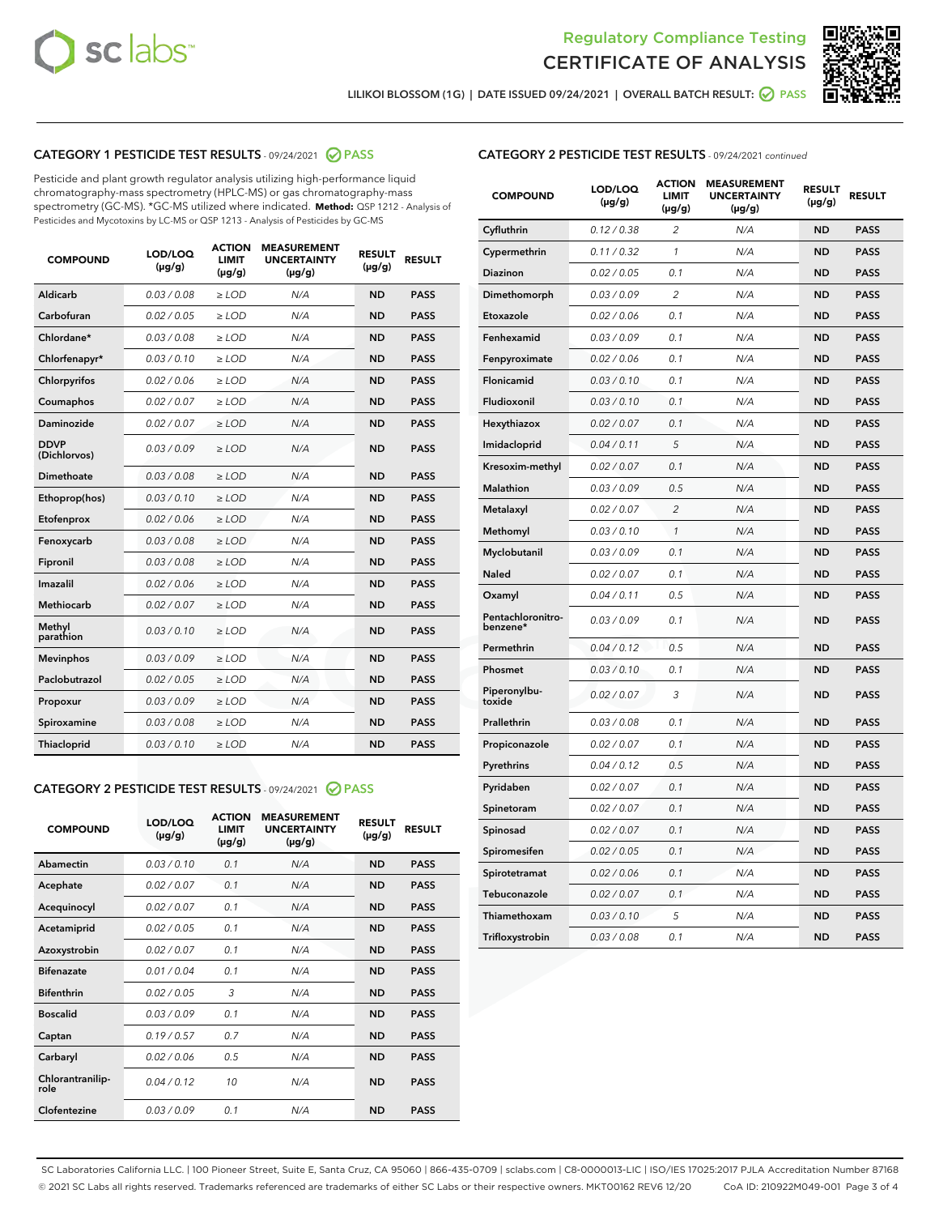Regulatory Compliance Testing
CERTIFICATE OF ANALYSIS

LILIKOI BLOSSOM (1G) | DATE ISSUED 09/24/2021 | OVERALL BATCH RESULT: PASS

## CATEGORY 1 PESTICIDE TEST RESULTS - 09/24/2021 PASS

Pesticide and plant growth regulator analysis utilizing high-performance liquid chromatography-mass spectrometry (HPLC-MS) or gas chromatography-mass spectrometry (GC-MS). *GC-MS utilized where indicated. **Method:** QSP 1212 - Analysis of Pesticides and Mycotoxins by LC-MS or QSP 1213 - Analysis of Pesticides by GC-MS

| COMPOUND | LOD/LOQ (µg/g) | ACTION LIMIT (µg/g) | MEASUREMENT UNCERTAINTY (µg/g) | RESULT (µg/g) | RESULT |
|---|---|---|---|---|---|
| Aldicarb | 0.03 / 0.08 | ≥ LOD | N/A | ND | PASS |
| Carbofuran | 0.02 / 0.05 | ≥ LOD | N/A | ND | PASS |
| Chlordane* | 0.03 / 0.08 | ≥ LOD | N/A | ND | PASS |
| Chlorfenapyr* | 0.03 / 0.10 | ≥ LOD | N/A | ND | PASS |
| Chlorpyrifos | 0.02 / 0.06 | ≥ LOD | N/A | ND | PASS |
| Coumaphos | 0.02 / 0.07 | ≥ LOD | N/A | ND | PASS |
| Daminozide | 0.02 / 0.07 | ≥ LOD | N/A | ND | PASS |
| DDVP (Dichlorvos) | 0.03 / 0.09 | ≥ LOD | N/A | ND | PASS |
| Dimethoate | 0.03 / 0.08 | ≥ LOD | N/A | ND | PASS |
| Ethoprop(hos) | 0.03 / 0.10 | ≥ LOD | N/A | ND | PASS |
| Etofenprox | 0.02 / 0.06 | ≥ LOD | N/A | ND | PASS |
| Fenoxycarb | 0.03 / 0.08 | ≥ LOD | N/A | ND | PASS |
| Fipronil | 0.03 / 0.08 | ≥ LOD | N/A | ND | PASS |
| Imazalil | 0.02 / 0.06 | ≥ LOD | N/A | ND | PASS |
| Methiocarb | 0.02 / 0.07 | ≥ LOD | N/A | ND | PASS |
| Methyl parathion | 0.03 / 0.10 | ≥ LOD | N/A | ND | PASS |
| Mevinphos | 0.03 / 0.09 | ≥ LOD | N/A | ND | PASS |
| Paclobutrazol | 0.02 / 0.05 | ≥ LOD | N/A | ND | PASS |
| Propoxur | 0.03 / 0.09 | ≥ LOD | N/A | ND | PASS |
| Spiroxamine | 0.03 / 0.08 | ≥ LOD | N/A | ND | PASS |
| Thiacloprid | 0.03 / 0.10 | ≥ LOD | N/A | ND | PASS |

## CATEGORY 2 PESTICIDE TEST RESULTS - 09/24/2021 PASS

| COMPOUND | LOD/LOQ (µg/g) | ACTION LIMIT (µg/g) | MEASUREMENT UNCERTAINTY (µg/g) | RESULT (µg/g) | RESULT |
|---|---|---|---|---|---|
| Abamectin | 0.03 / 0.10 | 0.1 | N/A | ND | PASS |
| Acephate | 0.02 / 0.07 | 0.1 | N/A | ND | PASS |
| Acequinocyl | 0.02 / 0.07 | 0.1 | N/A | ND | PASS |
| Acetamiprid | 0.02 / 0.05 | 0.1 | N/A | ND | PASS |
| Azoxystrobin | 0.02 / 0.07 | 0.1 | N/A | ND | PASS |
| Bifenazate | 0.01 / 0.04 | 0.1 | N/A | ND | PASS |
| Bifenthrin | 0.02 / 0.05 | 3 | N/A | ND | PASS |
| Boscalid | 0.03 / 0.09 | 0.1 | N/A | ND | PASS |
| Captan | 0.19 / 0.57 | 0.7 | N/A | ND | PASS |
| Carbaryl | 0.02 / 0.06 | 0.5 | N/A | ND | PASS |
| Chlorantraniliprole | 0.04 / 0.12 | 10 | N/A | ND | PASS |
| Clofentezine | 0.03 / 0.09 | 0.1 | N/A | ND | PASS |
| Cyfluthrin | 0.12 / 0.38 | 2 | N/A | ND | PASS |
| Cypermethrin | 0.11 / 0.32 | 1 | N/A | ND | PASS |
| Diazinon | 0.02 / 0.05 | 0.1 | N/A | ND | PASS |
| Dimethomorph | 0.03 / 0.09 | 2 | N/A | ND | PASS |
| Etoxazole | 0.02 / 0.06 | 0.1 | N/A | ND | PASS |
| Fenhexamid | 0.03 / 0.09 | 0.1 | N/A | ND | PASS |
| Fenpyroximate | 0.02 / 0.06 | 0.1 | N/A | ND | PASS |
| Flonicamid | 0.03 / 0.10 | 0.1 | N/A | ND | PASS |
| Fludioxonil | 0.03 / 0.10 | 0.1 | N/A | ND | PASS |
| Hexythiazox | 0.02 / 0.07 | 0.1 | N/A | ND | PASS |
| Imidacloprid | 0.04 / 0.11 | 5 | N/A | ND | PASS |
| Kresoxim-methyl | 0.02 / 0.07 | 0.1 | N/A | ND | PASS |
| Malathion | 0.03 / 0.09 | 0.5 | N/A | ND | PASS |
| Metalaxyl | 0.02 / 0.07 | 2 | N/A | ND | PASS |
| Methomyl | 0.03 / 0.10 | 1 | N/A | ND | PASS |
| Myclobutanil | 0.03 / 0.09 | 0.1 | N/A | ND | PASS |
| Naled | 0.02 / 0.07 | 0.1 | N/A | ND | PASS |
| Oxamyl | 0.04 / 0.11 | 0.5 | N/A | ND | PASS |
| Pentachloronitrobenzene* | 0.03 / 0.09 | 0.1 | N/A | ND | PASS |
| Permethrin | 0.04 / 0.12 | 0.5 | N/A | ND | PASS |
| Phosmet | 0.03 / 0.10 | 0.1 | N/A | ND | PASS |
| Piperonylbutoxide | 0.02 / 0.07 | 3 | N/A | ND | PASS |
| Prallethrin | 0.03 / 0.08 | 0.1 | N/A | ND | PASS |
| Propiconazole | 0.02 / 0.07 | 0.1 | N/A | ND | PASS |
| Pyrethrins | 0.04 / 0.12 | 0.5 | N/A | ND | PASS |
| Pyridaben | 0.02 / 0.07 | 0.1 | N/A | ND | PASS |
| Spinetoram | 0.02 / 0.07 | 0.1 | N/A | ND | PASS |
| Spinosad | 0.02 / 0.07 | 0.1 | N/A | ND | PASS |
| Spiromesifen | 0.02 / 0.05 | 0.1 | N/A | ND | PASS |
| Spirotetramat | 0.02 / 0.06 | 0.1 | N/A | ND | PASS |
| Tebuconazole | 0.02 / 0.07 | 0.1 | N/A | ND | PASS |
| Thiamethoxam | 0.03 / 0.10 | 5 | N/A | ND | PASS |
| Trifloxystrobin | 0.03 / 0.08 | 0.1 | N/A | ND | PASS |

SC Laboratories California LLC. | 100 Pioneer Street, Suite E, Santa Cruz, CA 95060 | 866-435-0709 | sclabs.com | C8-0000013-LIC | ISO/IES 17025:2017 PJLA Accreditation Number 87168
© 2021 SC Labs all rights reserved. Trademarks referenced are trademarks of either SC Labs or their respective owners. MKT00162 REV6 12/20 CoA ID: 210922M049-001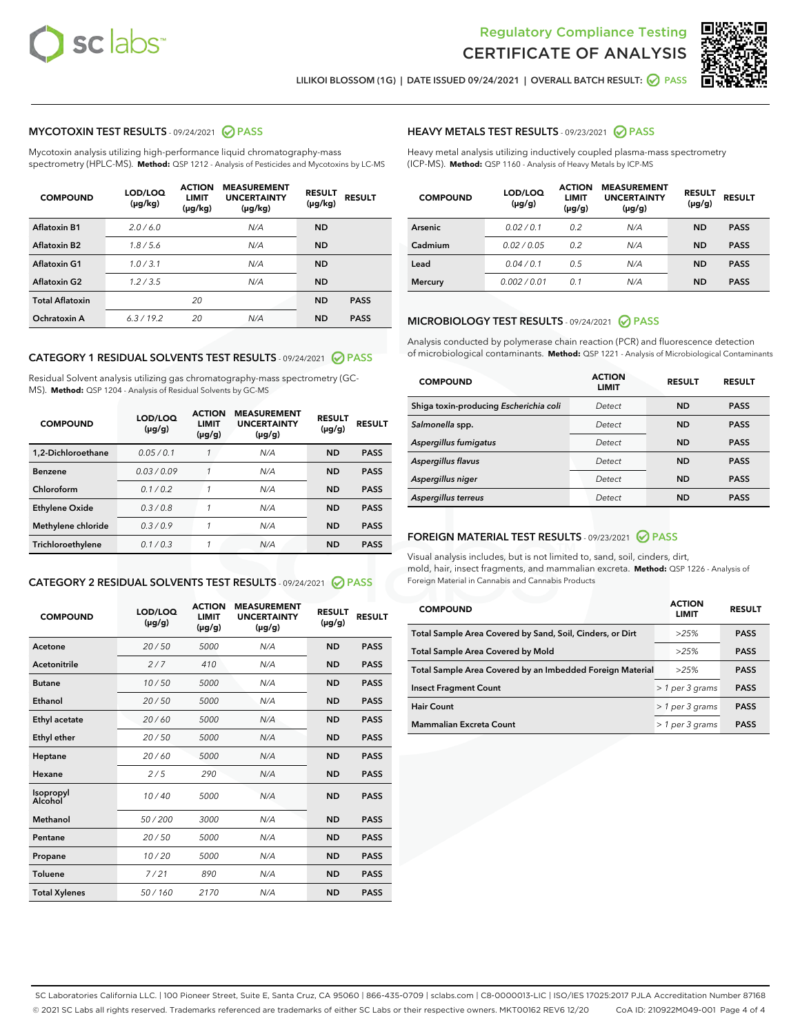Regulatory Compliance Testing
# CERTIFICATE OF ANALYSIS

LILIKOI BLOSSOM (1G) | DATE ISSUED 09/24/2021 | OVERALL BATCH RESULT: PASS

## MYCOTOXIN TEST RESULTS - 09/24/2021 PASS

Mycotoxin analysis utilizing high-performance liquid chromatography-mass spectrometry (HPLC-MS). **Method:** QSP 1212 - Analysis of Pesticides and Mycotoxins by LC-MS

| COMPOUND | LOD/LOQ (µg/kg) | ACTION LIMIT (µg/kg) | MEASUREMENT UNCERTAINTY (µg/kg) | RESULT (µg/kg) | RESULT |
|---|---|---|---|---|---|
| Aflatoxin B1 | 2.0 / 6.0 | | N/A | ND | |
| Aflatoxin B2 | 1.8 / 5.6 | | N/A | ND | |
| Aflatoxin G1 | 1.0 / 3.1 | | N/A | ND | |
| Aflatoxin G2 | 1.2 / 3.5 | | N/A | ND | |
| Total Aflatoxin | | 20 | | ND | PASS |
| Ochratoxin A | 6.3 / 19.2 | 20 | N/A | ND | PASS |

## CATEGORY 1 RESIDUAL SOLVENTS TEST RESULTS - 09/24/2021 PASS

Residual Solvent analysis utilizing gas chromatography-mass spectrometry (GC-MS). **Method:** QSP 1204 - Analysis of Residual Solvents by GC-MS

| COMPOUND | LOD/LOQ (µg/g) | ACTION LIMIT (µg/g) | MEASUREMENT UNCERTAINTY (µg/g) | RESULT (µg/g) | RESULT |
|---|---|---|---|---|---|
| 1,2-Dichloroethane | 0.05 / 0.1 | 1 | N/A | ND | PASS |
| Benzene | 0.03 / 0.09 | 1 | N/A | ND | PASS |
| Chloroform | 0.1 / 0.2 | 1 | N/A | ND | PASS |
| Ethylene Oxide | 0.3 / 0.8 | 1 | N/A | ND | PASS |
| Methylene chloride | 0.3 / 0.9 | 1 | N/A | ND | PASS |
| Trichloroethylene | 0.1 / 0.3 | 1 | N/A | ND | PASS |

## CATEGORY 2 RESIDUAL SOLVENTS TEST RESULTS - 09/24/2021 PASS

| COMPOUND | LOD/LOQ (µg/g) | ACTION LIMIT (µg/g) | MEASUREMENT UNCERTAINTY (µg/g) | RESULT (µg/g) | RESULT |
|---|---|---|---|---|---|
| Acetone | 20 / 50 | 5000 | N/A | ND | PASS |
| Acetonitrile | 2 / 7 | 410 | N/A | ND | PASS |
| Butane | 10 / 50 | 5000 | N/A | ND | PASS |
| Ethanol | 20 / 50 | 5000 | N/A | ND | PASS |
| Ethyl acetate | 20 / 60 | 5000 | N/A | ND | PASS |
| Ethyl ether | 20 / 50 | 5000 | N/A | ND | PASS |
| Heptane | 20 / 60 | 5000 | N/A | ND | PASS |
| Hexane | 2 / 5 | 290 | N/A | ND | PASS |
| Isopropyl Alcohol | 10 / 40 | 5000 | N/A | ND | PASS |
| Methanol | 50 / 200 | 3000 | N/A | ND | PASS |
| Pentane | 20 / 50 | 5000 | N/A | ND | PASS |
| Propane | 10 / 20 | 5000 | N/A | ND | PASS |
| Toluene | 7 / 21 | 890 | N/A | ND | PASS |
| Total Xylenes | 50 / 160 | 2170 | N/A | ND | PASS |

## HEAVY METALS TEST RESULTS - 09/23/2021 PASS

Heavy metal analysis utilizing inductively coupled plasma-mass spectrometry (ICP-MS). **Method:** QSP 1160 - Analysis of Heavy Metals by ICP-MS

| COMPOUND | LOD/LOQ (µg/g) | ACTION LIMIT (µg/g) | MEASUREMENT UNCERTAINTY (µg/g) | RESULT (µg/g) | RESULT |
|---|---|---|---|---|---|
| Arsenic | 0.02 / 0.1 | 0.2 | N/A | ND | PASS |
| Cadmium | 0.02 / 0.05 | 0.2 | N/A | ND | PASS |
| Lead | 0.04 / 0.1 | 0.5 | N/A | ND | PASS |
| Mercury | 0.002 / 0.01 | 0.1 | N/A | ND | PASS |

## MICROBIOLOGY TEST RESULTS - 09/24/2021 PASS

Analysis conducted by polymerase chain reaction (PCR) and fluorescence detection of microbiological contaminants. **Method:** QSP 1221 - Analysis of Microbiological Contaminants

| COMPOUND | ACTION LIMIT | RESULT | RESULT |
|---|---|---|---|
| Shiga toxin-producing *Escherichia coli* | Detect | ND | PASS |
| *Salmonella* spp. | Detect | ND | PASS |
| *Aspergillus fumigatus* | Detect | ND | PASS |
| *Aspergillus flavus* | Detect | ND | PASS |
| *Aspergillus niger* | Detect | ND | PASS |
| *Aspergillus terreus* | Detect | ND | PASS |

## FOREIGN MATERIAL TEST RESULTS - 09/23/2021 PASS

Visual analysis includes, but is not limited to, sand, soil, cinders, dirt, mold, hair, insect fragments, and mammalian excreta. **Method:** QSP 1226 - Analysis of Foreign Material in Cannabis and Cannabis Products

| COMPOUND | ACTION LIMIT | RESULT |
|---|---|---|
| Total Sample Area Covered by Sand, Soil, Cinders, or Dirt | >25% | PASS |
| Total Sample Area Covered by Mold | >25% | PASS |
| Total Sample Area Covered by an Imbedded Foreign Material | >25% | PASS |
| Insect Fragment Count | > 1 per 3 grams | PASS |
| Hair Count | > 1 per 3 grams | PASS |
| Mammalian Excreta Count | > 1 per 3 grams | PASS |

SC Laboratories California LLC. | 100 Pioneer Street, Suite E, Santa Cruz, CA 95060 | 866-435-0709 | sclabs.com | C8-0000013-LIC | ISO/IES 17025:2017 PJLA Accreditation Number 87168
© 2021 SC Labs all rights reserved. Trademarks referenced are trademarks of either SC Labs or their respective owners. MKT00162 REV6 12/20 CoA ID: 210922M049-001